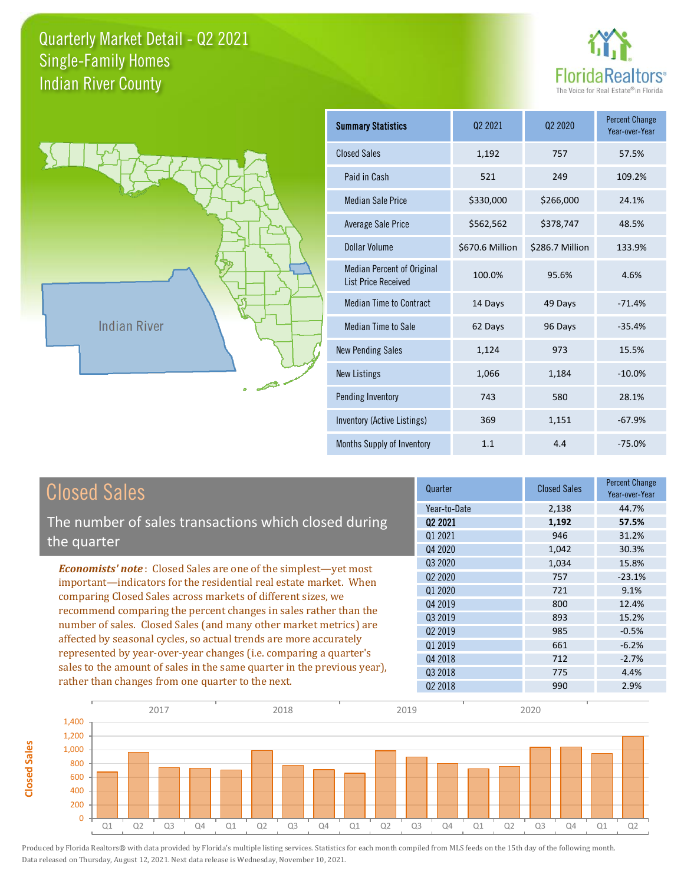# Quarterly Market Detail - Q2 2021
## Single-Family Homes
## Indian River County

FloridaRealtors
The Voice for Real Estate® in Florida

Indian River

| Summary Statistics | Q2 2021 | Q2 2020 | Percent Change Year-over-Year |
|---|---|---|---|
| Closed Sales | 1,192 | 757 | 57.5% |
| Paid in Cash | 521 | 249 | 109.2% |
| Median Sale Price | $330,000 | $266,000 | 24.1% |
| Average Sale Price | $562,562 | $378,747 | 48.5% |
| Dollar Volume | $670.6 Million | $286.7 Million | 133.9% |
| Median Percent of Original List Price Received | 100.0% | 95.6% | 4.6% |
| Median Time to Contract | 14 Days | 49 Days | -71.4% |
| Median Time to Sale | 62 Days | 96 Days | -35.4% |
| New Pending Sales | 1,124 | 973 | 15.5% |
| New Listings | 1,066 | 1,184 | -10.0% |
| Pending Inventory | 743 | 580 | 28.1% |
| Inventory (Active Listings) | 369 | 1,151 | -67.9% |
| Months Supply of Inventory | 1.1 | 4.4 | -75.0% |

## Closed Sales

The number of sales transactions which closed during the quarter

*Economists' note*: Closed Sales are one of the simplest—yet most important—indicators for the residential real estate market. When comparing Closed Sales across markets of different sizes, we recommend comparing the percent changes in sales rather than the number of sales. Closed Sales (and many other market metrics) are affected by seasonal cycles, so actual trends are more accurately represented by year-over-year changes (i.e. comparing a quarter's sales to the amount of sales in the same quarter in the previous year), rather than changes from one quarter to the next.

| Quarter | Closed Sales | Percent Change Year-over-Year |
|---|---|---|
| Year-to-Date | 2,138 | 44.7% |
| **Q2 2021** | **1,192** | **57.5%** |
| Q1 2021 | 946 | 31.2% |
| Q4 2020 | 1,042 | 30.3% |
| Q3 2020 | 1,034 | 15.8% |
| Q2 2020 | 757 | -23.1% |
| Q1 2020 | 721 | 9.1% |
| Q4 2019 | 800 | 12.4% |
| Q3 2019 | 893 | 15.2% |
| Q2 2019 | 985 | -0.5% |
| Q1 2019 | 661 | -6.2% |
| Q4 2018 | 712 | -2.7% |
| Q3 2018 | 775 | 4.4% |
| Q2 2018 | 990 | 2.9% |

Closed Sales

2017 2018 2019 2020

1,400
1,200
1,000
800
600
400
200
0

Q1 Q2 Q3 Q4 Q1 Q2 Q3 Q4 Q1 Q2 Q3 Q4 Q1 Q2 Q3 Q4 Q1 Q2

Produced by Florida Realtors® with data provided by Florida's multiple listing services. Statistics for each month compiled from MLS feeds on the 15th day of the following month. Data released on Thursday, August 12, 2021. Next data release is Wednesday, November 10, 2021.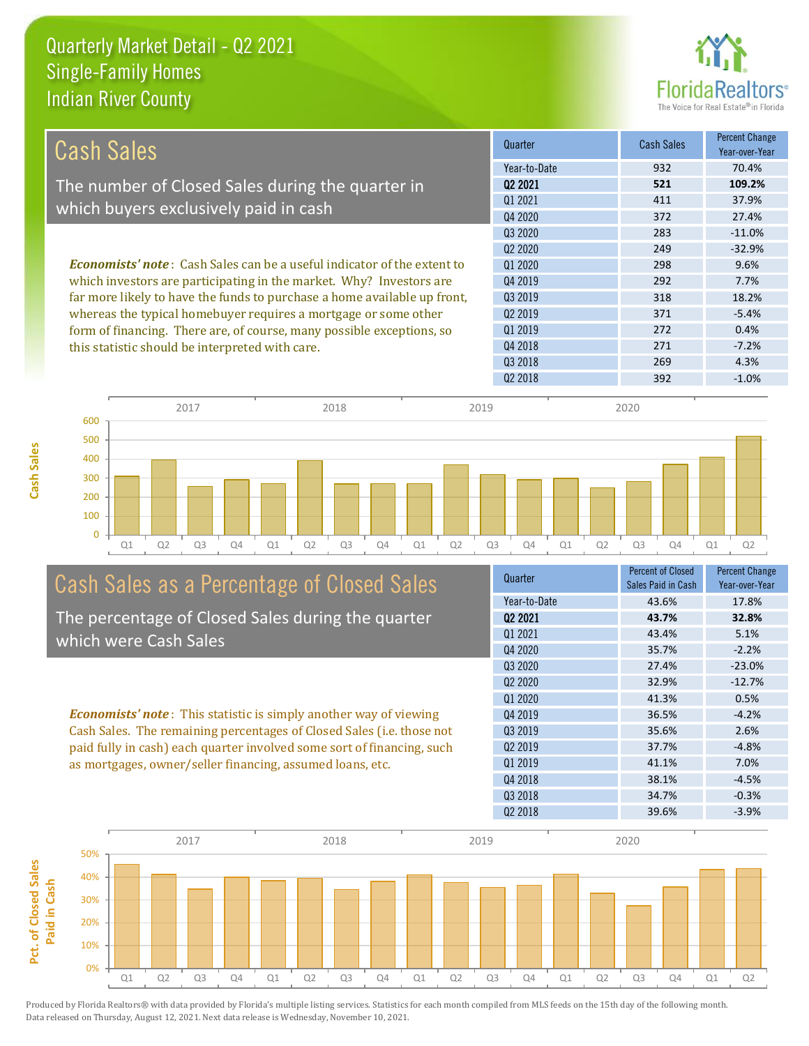Quarterly Market Detail - Q2 2021
Single-Family Homes
Indian River County

## Cash Sales

The number of Closed Sales during the quarter in which buyers exclusively paid in cash

*Economists' note*: Cash Sales can be a useful indicator of the extent to which investors are participating in the market. Why? Investors are far more likely to have the funds to purchase a home available up front, whereas the typical homebuyer requires a mortgage or some other form of financing. There are, of course, many possible exceptions, so this statistic should be interpreted with care.

| Quarter | Cash Sales | Percent Change Year-over-Year |
|---|---|---|
| Year-to-Date | 932 | 70.4% |
| **Q2 2021** | **521** | **109.2%** |
| Q1 2021 | 411 | 37.9% |
| Q4 2020 | 372 | 27.4% |
| Q3 2020 | 283 | -11.0% |
| Q2 2020 | 249 | -32.9% |
| Q1 2020 | 298 | 9.6% |
| Q4 2019 | 292 | 7.7% |
| Q3 2019 | 318 | 18.2% |
| Q2 2019 | 371 | -5.4% |
| Q1 2019 | 272 | 0.4% |
| Q4 2018 | 271 | -7.2% |
| Q3 2018 | 269 | 4.3% |
| Q2 2018 | 392 | -1.0% |

Cash Sales
2017 2018 2019 2020
600
500
400
300
200
100
0
Q1 Q2 Q3 Q4 Q1 Q2 Q3 Q4 Q1 Q2 Q3 Q4 Q1 Q2 Q3 Q4 Q1 Q2

## Cash Sales as a Percentage of Closed Sales

The percentage of Closed Sales during the quarter which were Cash Sales

*Economists' note*: This statistic is simply another way of viewing Cash Sales. The remaining percentages of Closed Sales (i.e. those not paid fully in cash) each quarter involved some sort of financing, such as mortgages, owner/seller financing, assumed loans, etc.

| Quarter | Percent of Closed Sales Paid in Cash | Percent Change Year-over-Year |
|---|---|---|
| Year-to-Date | 43.6% | 17.8% |
| **Q2 2021** | **43.7%** | **32.8%** |
| Q1 2021 | 43.4% | 5.1% |
| Q4 2020 | 35.7% | -2.2% |
| Q3 2020 | 27.4% | -23.0% |
| Q2 2020 | 32.9% | -12.7% |
| Q1 2020 | 41.3% | 0.5% |
| Q4 2019 | 36.5% | -4.2% |
| Q3 2019 | 35.6% | 2.6% |
| Q2 2019 | 37.7% | -4.8% |
| Q1 2019 | 41.1% | 7.0% |
| Q4 2018 | 38.1% | -4.5% |
| Q3 2018 | 34.7% | -0.3% |
| Q2 2018 | 39.6% | -3.9% |

Pct. of Closed Sales Paid in Cash
2017 2018 2019 2020
50%
40%
30%
20%
10%
0%
Q1 Q2 Q3 Q4 Q1 Q2 Q3 Q4 Q1 Q2 Q3 Q4 Q1 Q2 Q3 Q4 Q1 Q2

Produced by Florida Realtors® with data provided by Florida's multiple listing services. Statistics for each month compiled from MLS feeds on the 15th day of the following month. Data released on Thursday, August 12, 2021. Next data release is Wednesday, November 10, 2021.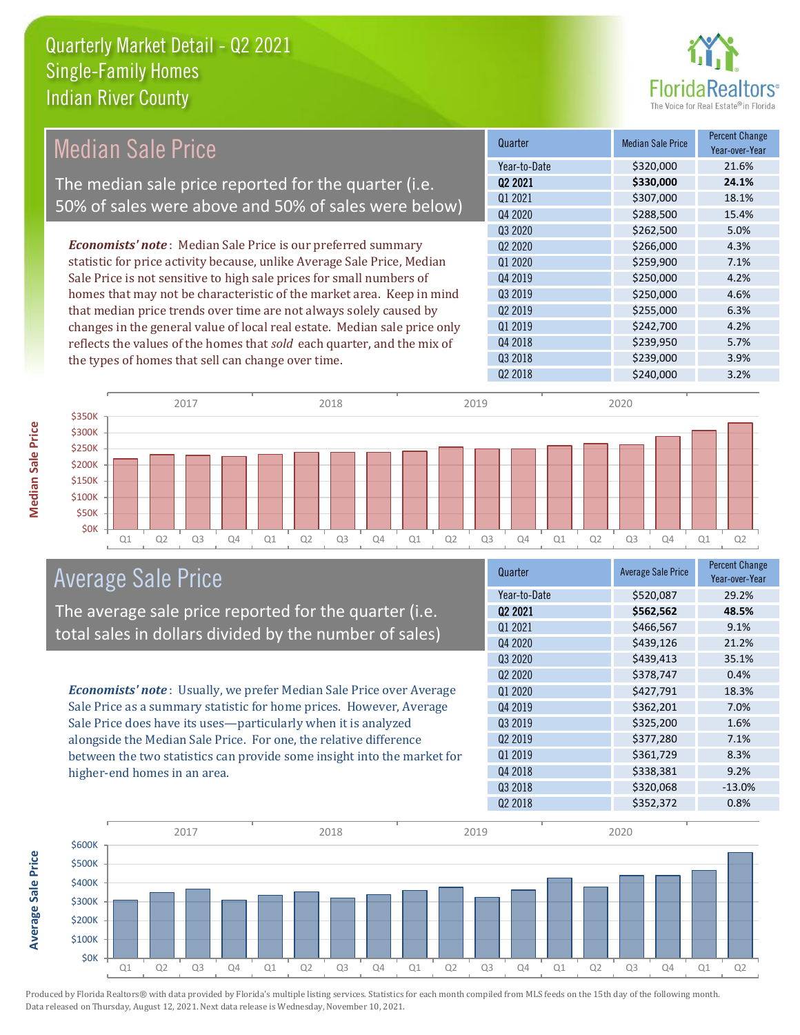# Quarterly Market Detail - Q2 2021
## Single-Family Homes
## Indian River County

## Median Sale Price

The median sale price reported for the quarter (i.e. 50% of sales were above and 50% of sales were below)

*Economists' note*: Median Sale Price is our preferred summary statistic for price activity because, unlike Average Sale Price, Median Sale Price is not sensitive to high sale prices for small numbers of homes that may not be characteristic of the market area. Keep in mind that median price trends over time are not always solely caused by changes in the general value of local real estate. Median sale price only reflects the values of the homes that *sold* each quarter, and the mix of the types of homes that sell can change over time.

| Quarter | Median Sale Price | Percent Change Year-over-Year |
|---|---|---|
| Year-to-Date | $320,000 | 21.6% |
| **Q2 2021** | **$330,000** | **24.1%** |
| Q1 2021 | $307,000 | 18.1% |
| Q4 2020 | $288,500 | 15.4% |
| Q3 2020 | $262,500 | 5.0% |
| Q2 2020 | $266,000 | 4.3% |
| Q1 2020 | $259,900 | 7.1% |
| Q4 2019 | $250,000 | 4.2% |
| Q3 2019 | $250,000 | 4.6% |
| Q2 2019 | $255,000 | 6.3% |
| Q1 2019 | $242,700 | 4.2% |
| Q4 2018 | $239,950 | 5.7% |
| Q3 2018 | $239,000 | 3.9% |
| Q2 2018 | $240,000 | 3.2% |

Median Sale Price

2017 2018 2019 2020

$350K $300K $250K $200K $150K $100K $50K $0K

Q1 Q2 Q3 Q4 Q1 Q2 Q3 Q4 Q1 Q2 Q3 Q4 Q1 Q2 Q3 Q4 Q1 Q2

## Average Sale Price

The average sale price reported for the quarter (i.e. total sales in dollars divided by the number of sales)

*Economists' note*: Usually, we prefer Median Sale Price over Average Sale Price as a summary statistic for home prices. However, Average Sale Price does have its uses—particularly when it is analyzed alongside the Median Sale Price. For one, the relative difference between the two statistics can provide some insight into the market for higher-end homes in an area.

| Quarter | Average Sale Price | Percent Change Year-over-Year |
|---|---|---|
| Year-to-Date | $520,087 | 29.2% |
| **Q2 2021** | **$562,562** | **48.5%** |
| Q1 2021 | $466,567 | 9.1% |
| Q4 2020 | $439,126 | 21.2% |
| Q3 2020 | $439,413 | 35.1% |
| Q2 2020 | $378,747 | 0.4% |
| Q1 2020 | $427,791 | 18.3% |
| Q4 2019 | $362,201 | 7.0% |
| Q3 2019 | $325,200 | 1.6% |
| Q2 2019 | $377,280 | 7.1% |
| Q1 2019 | $361,729 | 8.3% |
| Q4 2018 | $338,381 | 9.2% |
| Q3 2018 | $320,068 | -13.0% |
| Q2 2018 | $352,372 | 0.8% |

Average Sale Price

2017 2018 2019 2020

$600K $500K $400K $300K $200K $100K $0K

Q1 Q2 Q3 Q4 Q1 Q2 Q3 Q4 Q1 Q2 Q3 Q4 Q1 Q2 Q3 Q4 Q1 Q2

Produced by Florida Realtors® with data provided by Florida's multiple listing services. Statistics for each month compiled from MLS feeds on the 15th day of the following month. Data released on Thursday, August 12, 2021. Next data release is Wednesday, November 10, 2021.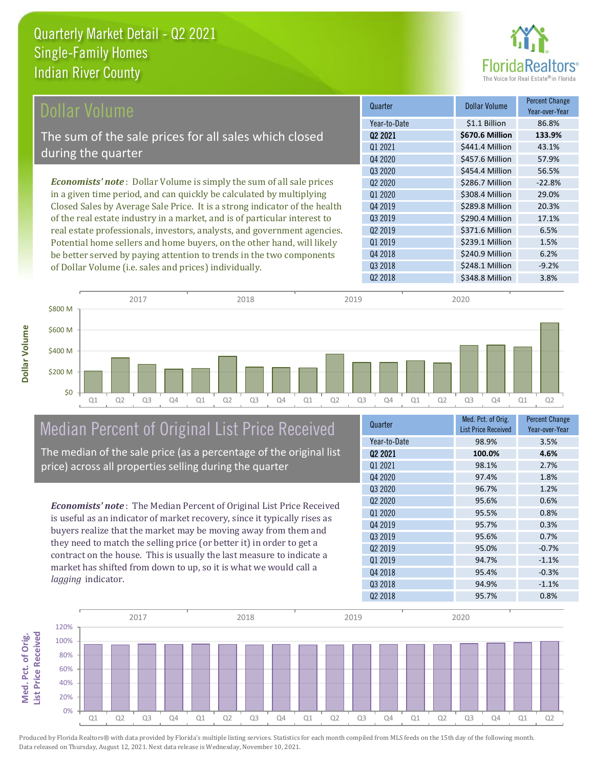# Quarterly Market Detail - Q2 2021
## Single-Family Homes
## Indian River County

## Dollar Volume

The sum of the sale prices for all sales which closed during the quarter

***Economists' note***: Dollar Volume is simply the sum of all sale prices in a given time period, and can quickly be calculated by multiplying Closed Sales by Average Sale Price. It is a strong indicator of the health of the real estate industry in a market, and is of particular interest to real estate professionals, investors, analysts, and government agencies. Potential home sellers and home buyers, on the other hand, will likely be better served by paying attention to trends in the two components of Dollar Volume (i.e. sales and prices) individually.

| Quarter | Dollar Volume | Percent Change Year-over-Year |
|---|---|---|
| Year-to-Date | $1.1 Billion | 86.8% |
| **Q2 2021** | **$670.6 Million** | **133.9%** |
| Q1 2021 | $441.4 Million | 43.1% |
| Q4 2020 | $457.6 Million | 57.9% |
| Q3 2020 | $454.4 Million | 56.5% |
| Q2 2020 | $286.7 Million | -22.8% |
| Q1 2020 | $308.4 Million | 29.0% |
| Q4 2019 | $289.8 Million | 20.3% |
| Q3 2019 | $290.4 Million | 17.1% |
| Q2 2019 | $371.6 Million | 6.5% |
| Q1 2019 | $239.1 Million | 1.5% |
| Q4 2018 | $240.9 Million | 6.2% |
| Q3 2018 | $248.1 Million | -9.2% |
| Q2 2018 | $348.8 Million | 3.8% |

Dollar Volume
$800 M
$600 M
$400 M
$200 M
$0
2017 2018 2019 2020
Q1 Q2 Q3 Q4 Q1 Q2 Q3 Q4 Q1 Q2 Q3 Q4 Q1 Q2 Q3 Q4 Q1 Q2

## Median Percent of Original List Price Received

The median of the sale price (as a percentage of the original list price) across all properties selling during the quarter

***Economists' note***: The Median Percent of Original List Price Received is useful as an indicator of market recovery, since it typically rises as buyers realize that the market may be moving away from them and they need to match the selling price (or better it) in order to get a contract on the house. This is usually the last measure to indicate a market has shifted from down to up, so it is what we would call a *lagging* indicator.

| Quarter | Med. Pct. of Orig. List Price Received | Percent Change Year-over-Year |
|---|---|---|
| Year-to-Date | 98.9% | 3.5% |
| **Q2 2021** | **100.0%** | **4.6%** |
| Q1 2021 | 98.1% | 2.7% |
| Q4 2020 | 97.4% | 1.8% |
| Q3 2020 | 96.7% | 1.2% |
| Q2 2020 | 95.6% | 0.6% |
| Q1 2020 | 95.5% | 0.8% |
| Q4 2019 | 95.7% | 0.3% |
| Q3 2019 | 95.6% | 0.7% |
| Q2 2019 | 95.0% | -0.7% |
| Q1 2019 | 94.7% | -1.1% |
| Q4 2018 | 95.4% | -0.3% |
| Q3 2018 | 94.9% | -1.1% |
| Q2 2018 | 95.7% | 0.8% |

Med. Pct. of Orig. List Price Received
120%
100%
80%
60%
40%
20%
0%
2017 2018 2019 2020
Q1 Q2 Q3 Q4 Q1 Q2 Q3 Q4 Q1 Q2 Q3 Q4 Q1 Q2 Q3 Q4 Q1 Q2

Produced by Florida Realtors® with data provided by Florida's multiple listing services. Statistics for each month compiled from MLS feeds on the 15th day of the following month. Data released on Thursday, August 12, 2021. Next data release is Wednesday, November 10, 2021.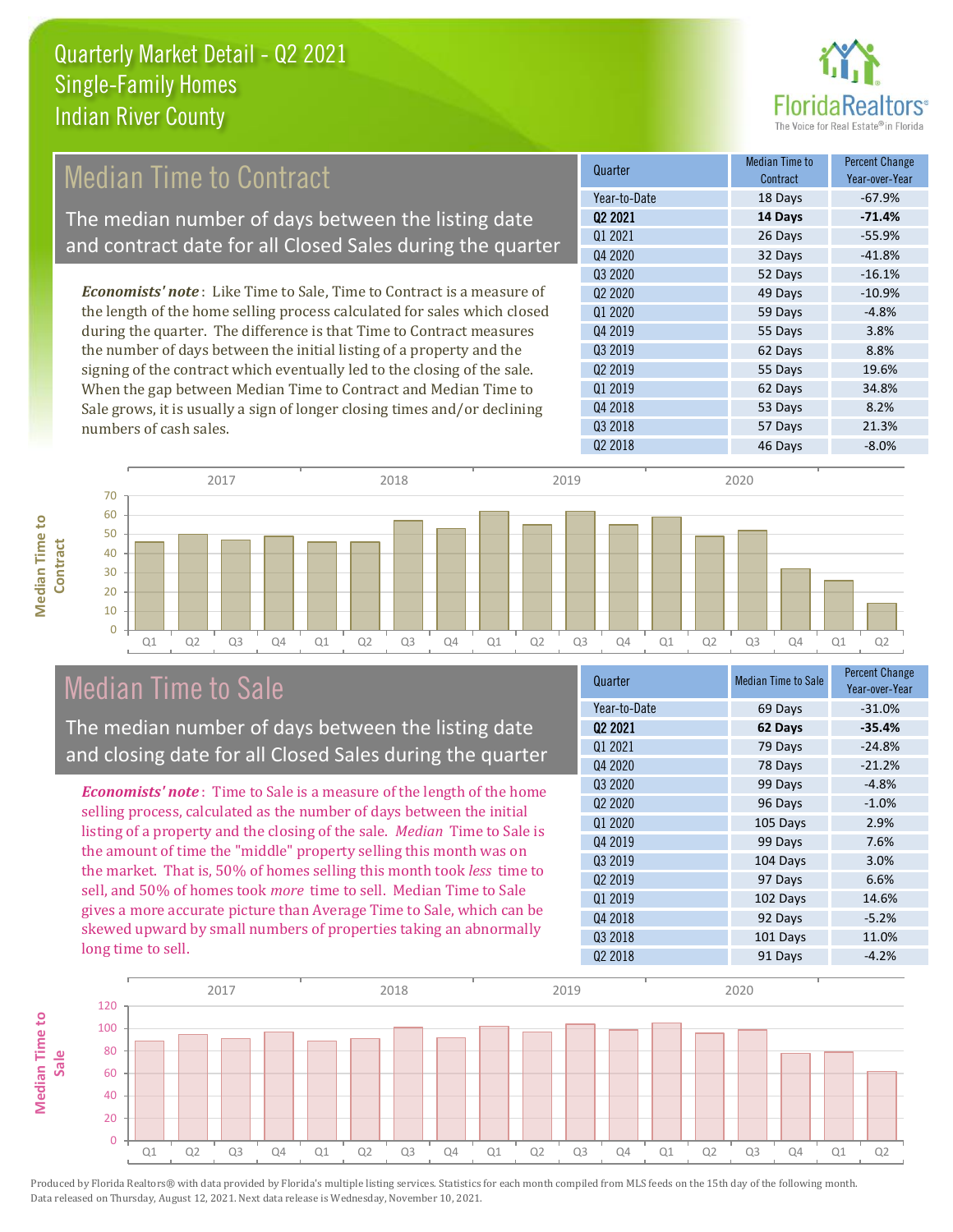# Quarterly Market Detail - Q2 2021
## Single-Family Homes
## Indian River County

## Median Time to Contract

The median number of days between the listing date and contract date for all Closed Sales during the quarter

*Economists' note*: Like Time to Sale, Time to Contract is a measure of the length of the home selling process calculated for sales which closed during the quarter. The difference is that Time to Contract measures the number of days between the initial listing of a property and the signing of the contract which eventually led to the closing of the sale. When the gap between Median Time to Contract and Median Time to Sale grows, it is usually a sign of longer closing times and/or declining numbers of cash sales.

| Quarter | Median Time to Contract | Percent Change Year-over-Year |
|---|---|---|
| Year-to-Date | 18 Days | -67.9% |
| **Q2 2021** | **14 Days** | **-71.4%** |
| Q1 2021 | 26 Days | -55.9% |
| Q4 2020 | 32 Days | -41.8% |
| Q3 2020 | 52 Days | -16.1% |
| Q2 2020 | 49 Days | -10.9% |
| Q1 2020 | 59 Days | -4.8% |
| Q4 2019 | 55 Days | 3.8% |
| Q3 2019 | 62 Days | 8.8% |
| Q2 2019 | 55 Days | 19.6% |
| Q1 2019 | 62 Days | 34.8% |
| Q4 2018 | 53 Days | 8.2% |
| Q3 2018 | 57 Days | 21.3% |
| Q2 2018 | 46 Days | -8.0% |

Median Time to Contract

2017 2018 2019 2020

0 10 20 30 40 50 60 70

Q1 Q2 Q3 Q4 Q1 Q2 Q3 Q4 Q1 Q2 Q3 Q4 Q1 Q2 Q3 Q4 Q1 Q2

## Median Time to Sale

The median number of days between the listing date and closing date for all Closed Sales during the quarter

*Economists' note*: Time to Sale is a measure of the length of the home selling process, calculated as the number of days between the initial listing of a property and the closing of the sale. *Median* Time to Sale is the amount of time the "middle" property selling this month was on the market. That is, 50% of homes selling this month took *less* time to sell, and 50% of homes took *more* time to sell. Median Time to Sale gives a more accurate picture than Average Time to Sale, which can be skewed upward by small numbers of properties taking an abnormally long time to sell.

| Quarter | Median Time to Sale | Percent Change Year-over-Year |
|---|---|---|
| Year-to-Date | 69 Days | -31.0% |
| **Q2 2021** | **62 Days** | **-35.4%** |
| Q1 2021 | 79 Days | -24.8% |
| Q4 2020 | 78 Days | -21.2% |
| Q3 2020 | 99 Days | -4.8% |
| Q2 2020 | 96 Days | -1.0% |
| Q1 2020 | 105 Days | 2.9% |
| Q4 2019 | 99 Days | 7.6% |
| Q3 2019 | 104 Days | 3.0% |
| Q2 2019 | 97 Days | 6.6% |
| Q1 2019 | 102 Days | 14.6% |
| Q4 2018 | 92 Days | -5.2% |
| Q3 2018 | 101 Days | 11.0% |
| Q2 2018 | 91 Days | -4.2% |

Median Time to Sale

2017 2018 2019 2020

0 20 40 60 80 100 120

Q1 Q2 Q3 Q4 Q1 Q2 Q3 Q4 Q1 Q2 Q3 Q4 Q1 Q2 Q3 Q4 Q1 Q2

Produced by Florida Realtors® with data provided by Florida's multiple listing services. Statistics for each month compiled from MLS feeds on the 15th day of the following month. Data released on Thursday, August 12, 2021. Next data release is Wednesday, November 10, 2021.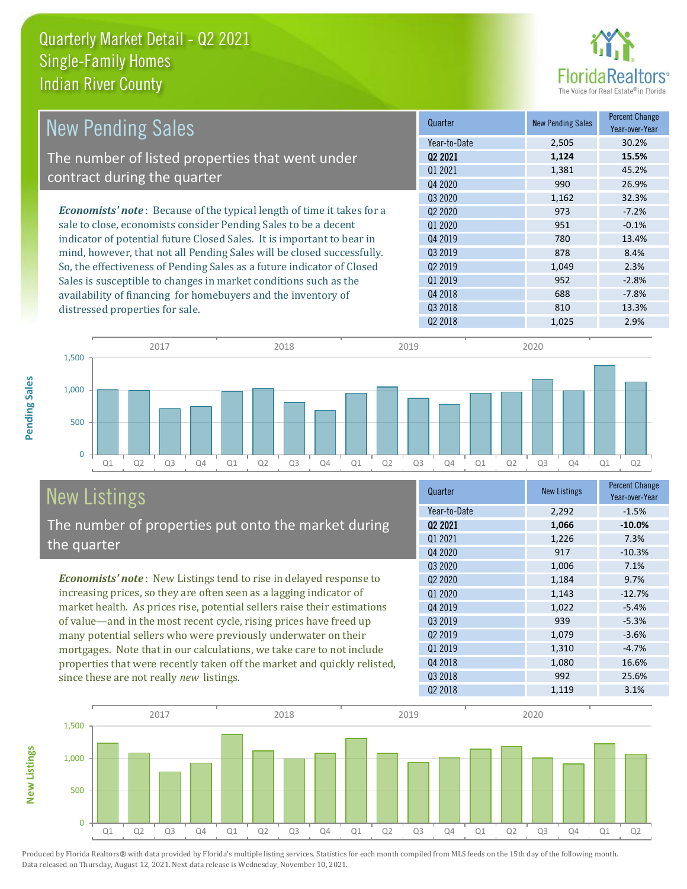# Quarterly Market Detail - Q2 2021
## Single-Family Homes
## Indian River County

## New Pending Sales

The number of listed properties that went under contract during the quarter

***Economists' note***: Because of the typical length of time it takes for a sale to close, economists consider Pending Sales to be a decent indicator of potential future Closed Sales. It is important to bear in mind, however, that not all Pending Sales will be closed successfully. So, the effectiveness of Pending Sales as a future indicator of Closed Sales is susceptible to changes in market conditions such as the availability of financing for homebuyers and the inventory of distressed properties for sale.

| Quarter | New Pending Sales | Percent Change Year-over-Year |
|---|---|---|
| Year-to-Date | 2,505 | 30.2% |
| **Q2 2021** | **1,124** | **15.5%** |
| Q1 2021 | 1,381 | 45.2% |
| Q4 2020 | 990 | 26.9% |
| Q3 2020 | 1,162 | 32.3% |
| Q2 2020 | 973 | -7.2% |
| Q1 2020 | 951 | -0.1% |
| Q4 2019 | 780 | 13.4% |
| Q3 2019 | 878 | 8.4% |
| Q2 2019 | 1,049 | 2.3% |
| Q1 2019 | 952 | -2.8% |
| Q4 2018 | 688 | -7.8% |
| Q3 2018 | 810 | 13.3% |
| Q2 2018 | 1,025 | 2.9% |

Pending Sales

2017 2018 2019 2020

1,500
1,000
500
0

Q1 Q2 Q3 Q4 Q1 Q2 Q3 Q4 Q1 Q2 Q3 Q4 Q1 Q2 Q3 Q4 Q1 Q2

## New Listings

The number of properties put onto the market during the quarter

***Economists' note***: New Listings tend to rise in delayed response to increasing prices, so they are often seen as a lagging indicator of market health. As prices rise, potential sellers raise their estimations of value—and in the most recent cycle, rising prices have freed up many potential sellers who were previously underwater on their mortgages. Note that in our calculations, we take care to not include properties that were recently taken off the market and quickly relisted, since these are not really *new* listings.

| Quarter | New Listings | Percent Change Year-over-Year |
|---|---|---|
| Year-to-Date | 2,292 | -1.5% |
| **Q2 2021** | **1,066** | **-10.0%** |
| Q1 2021 | 1,226 | 7.3% |
| Q4 2020 | 917 | -10.3% |
| Q3 2020 | 1,006 | 7.1% |
| Q2 2020 | 1,184 | 9.7% |
| Q1 2020 | 1,143 | -12.7% |
| Q4 2019 | 1,022 | -5.4% |
| Q3 2019 | 939 | -5.3% |
| Q2 2019 | 1,079 | -3.6% |
| Q1 2019 | 1,310 | -4.7% |
| Q4 2018 | 1,080 | 16.6% |
| Q3 2018 | 992 | 25.6% |
| Q2 2018 | 1,119 | 3.1% |

New Listings

2017 2018 2019 2020

1,500
1,000
500
0

Q1 Q2 Q3 Q4 Q1 Q2 Q3 Q4 Q1 Q2 Q3 Q4 Q1 Q2 Q3 Q4 Q1 Q2

Produced by Florida Realtors® with data provided by Florida's multiple listing services. Statistics for each month compiled from MLS feeds on the 15th day of the following month. Data released on Thursday, August 12, 2021. Next data release is Wednesday, November 10, 2021.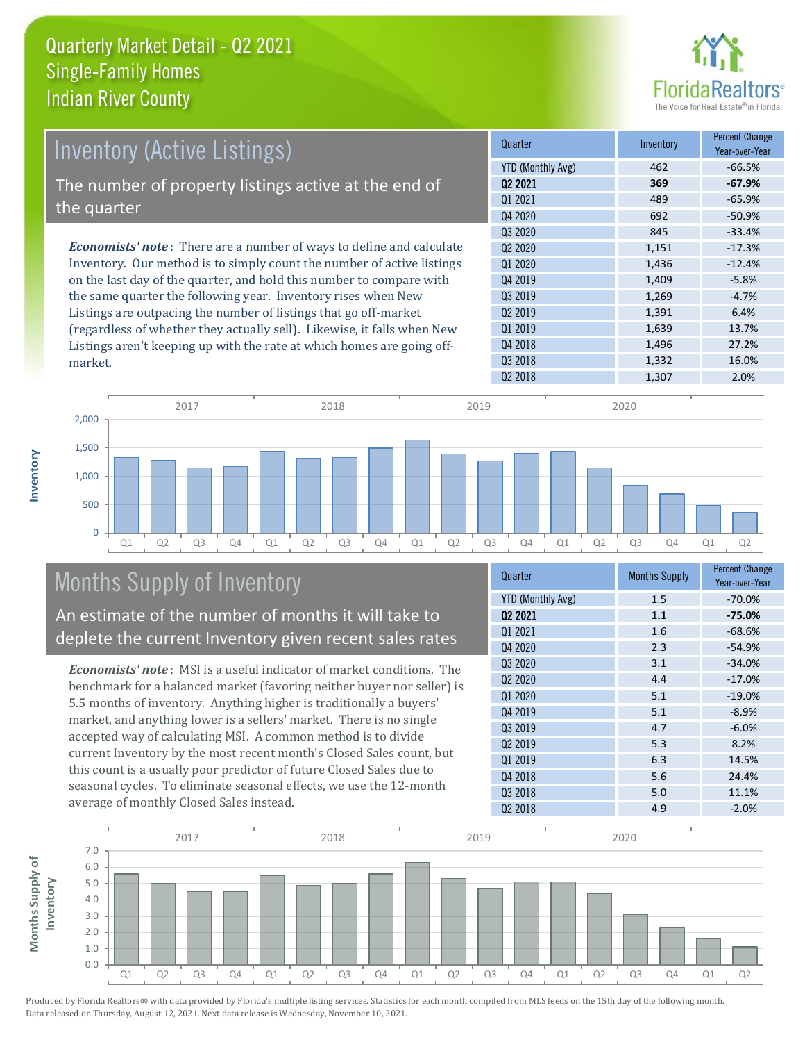# Quarterly Market Detail - Q2 2021
## Single-Family Homes
## Indian River County

## Inventory (Active Listings)

The number of property listings active at the end of the quarter

*Economists' note*: There are a number of ways to define and calculate Inventory. Our method is to simply count the number of active listings on the last day of the quarter, and hold this number to compare with the same quarter the following year. Inventory rises when New Listings are outpacing the number of listings that go off-market (regardless of whether they actually sell). Likewise, it falls when New Listings aren't keeping up with the rate at which homes are going off-market.

| Quarter | Inventory | Percent Change Year-over-Year |
|---|---|---|
| YTD (Monthly Avg) | 462 | -66.5% |
| **Q2 2021** | **369** | **-67.9%** |
| Q1 2021 | 489 | -65.9% |
| Q4 2020 | 692 | -50.9% |
| Q3 2020 | 845 | -33.4% |
| Q2 2020 | 1,151 | -17.3% |
| Q1 2020 | 1,436 | -12.4% |
| Q4 2019 | 1,409 | -5.8% |
| Q3 2019 | 1,269 | -4.7% |
| Q2 2019 | 1,391 | 6.4% |
| Q1 2019 | 1,639 | 13.7% |
| Q4 2018 | 1,496 | 27.2% |
| Q3 2018 | 1,332 | 16.0% |
| Q2 2018 | 1,307 | 2.0% |

## Months Supply of Inventory

An estimate of the number of months it will take to deplete the current Inventory given recent sales rates

*Economists' note*: MSI is a useful indicator of market conditions. The benchmark for a balanced market (favoring neither buyer nor seller) is 5.5 months of inventory. Anything higher is traditionally a buyers' market, and anything lower is a sellers' market. There is no single accepted way of calculating MSI. A common method is to divide current Inventory by the most recent month's Closed Sales count, but this count is a usually poor predictor of future Closed Sales due to seasonal cycles. To eliminate seasonal effects, we use the 12-month average of monthly Closed Sales instead.

| Quarter | Months Supply | Percent Change Year-over-Year |
|---|---|---|
| YTD (Monthly Avg) | 1.5 | -70.0% |
| **Q2 2021** | **1.1** | **-75.0%** |
| Q1 2021 | 1.6 | -68.6% |
| Q4 2020 | 2.3 | -54.9% |
| Q3 2020 | 3.1 | -34.0% |
| Q2 2020 | 4.4 | -17.0% |
| Q1 2020 | 5.1 | -19.0% |
| Q4 2019 | 5.1 | -8.9% |
| Q3 2019 | 4.7 | -6.0% |
| Q2 2019 | 5.3 | 8.2% |
| Q1 2019 | 6.3 | 14.5% |
| Q4 2018 | 5.6 | 24.4% |
| Q3 2018 | 5.0 | 11.1% |
| Q2 2018 | 4.9 | -2.0% |

Produced by Florida Realtors® with data provided by Florida's multiple listing services. Statistics for each month compiled from MLS feeds on the 15th day of the following month. Data released on Thursday, August 12, 2021. Next data release is Wednesday, November 10, 2021.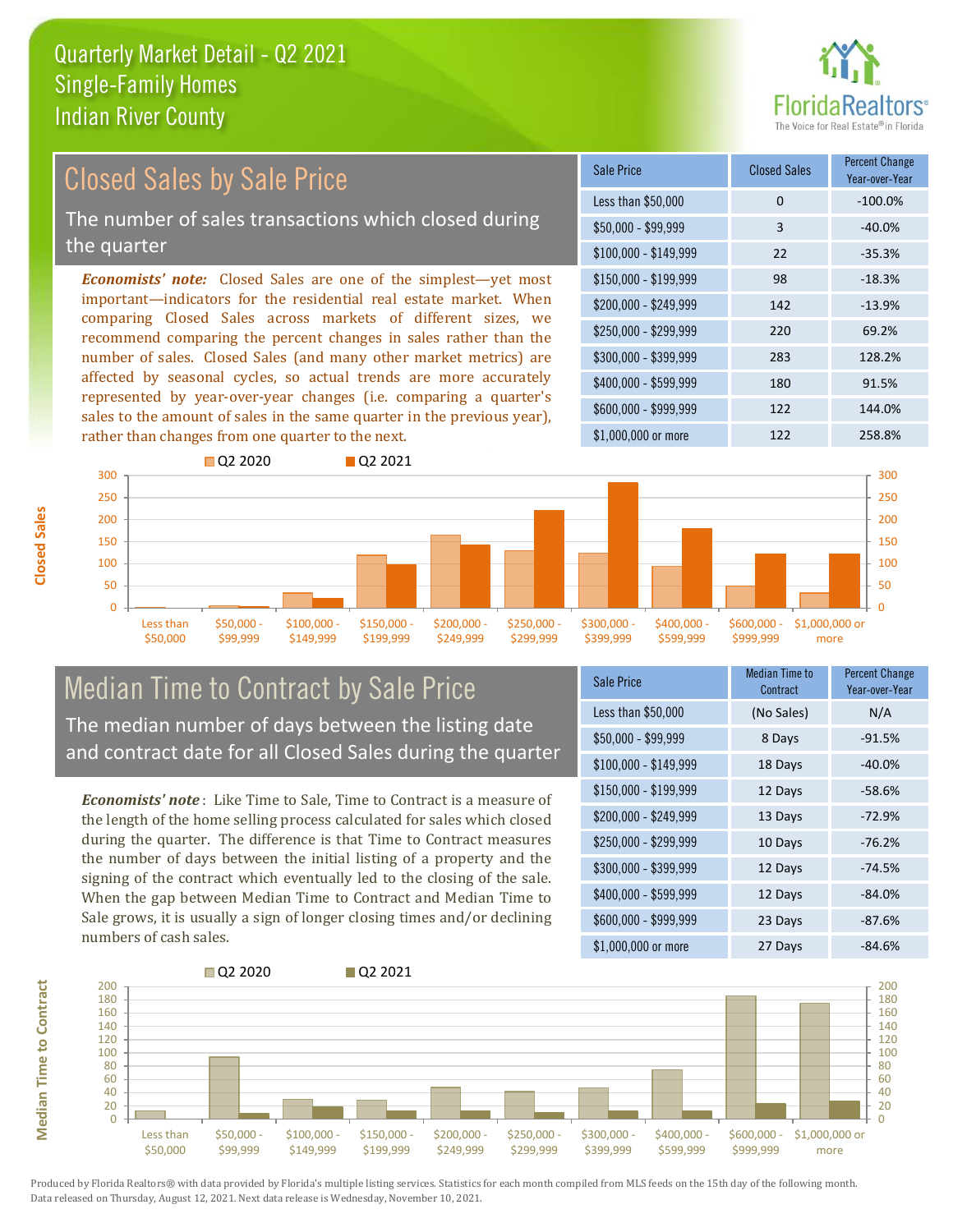# Quarterly Market Detail - Q2 2021
## Single-Family Homes
## Indian River County

FloridaRealtors®
The Voice for Real Estate® in Florida

## Closed Sales by Sale Price

The number of sales transactions which closed during the quarter

*Economists' note:* Closed Sales are one of the simplest—yet most important—indicators for the residential real estate market. When comparing Closed Sales across markets of different sizes, we recommend comparing the percent changes in sales rather than the number of sales. Closed Sales (and many other market metrics) are affected by seasonal cycles, so actual trends are more accurately represented by year-over-year changes (i.e. comparing a quarter's sales to the amount of sales in the same quarter in the previous year), rather than changes from one quarter to the next.

| Sale Price | Closed Sales | Percent Change Year-over-Year |
|---|---|---|
| Less than $50,000 | 0 | -100.0% |
| $50,000 - $99,999 | 3 | -40.0% |
| $100,000 - $149,999 | 22 | -35.3% |
| $150,000 - $199,999 | 98 | -18.3% |
| $200,000 - $249,999 | 142 | -13.9% |
| $250,000 - $299,999 | 220 | 69.2% |
| $300,000 - $399,999 | 283 | 128.2% |
| $400,000 - $599,999 | 180 | 91.5% |
| $600,000 - $999,999 | 122 | 144.0% |
| $1,000,000 or more | 122 | 258.8% |

Q2 2020 Q2 2021

Closed Sales

0 50 100 150 200 250 300

Less than $50,000 | $50,000 - $99,999 | $100,000 - $149,999 | $150,000 - $199,999 | $200,000 - $249,999 | $250,000 - $299,999 | $300,000 - $399,999 | $400,000 - $599,999 | $600,000 - $999,999 | $1,000,000 or more

## Median Time to Contract by Sale Price

The median number of days between the listing date and contract date for all Closed Sales during the quarter

*Economists' note*: Like Time to Sale, Time to Contract is a measure of the length of the home selling process calculated for sales which closed during the quarter. The difference is that Time to Contract measures the number of days between the initial listing of a property and the signing of the contract which eventually led to the closing of the sale. When the gap between Median Time to Contract and Median Time to Sale grows, it is usually a sign of longer closing times and/or declining numbers of cash sales.

| Sale Price | Median Time to Contract | Percent Change Year-over-Year |
|---|---|---|
| Less than $50,000 | (No Sales) | N/A |
| $50,000 - $99,999 | 8 Days | -91.5% |
| $100,000 - $149,999 | 18 Days | -40.0% |
| $150,000 - $199,999 | 12 Days | -58.6% |
| $200,000 - $249,999 | 13 Days | -72.9% |
| $250,000 - $299,999 | 10 Days | -76.2% |
| $300,000 - $399,999 | 12 Days | -74.5% |
| $400,000 - $599,999 | 12 Days | -84.0% |
| $600,000 - $999,999 | 23 Days | -87.6% |
| $1,000,000 or more | 27 Days | -84.6% |

Q2 2020 Q2 2021

Median Time to Contract

0 20 40 60 80 100 120 140 160 180 200

Less than $50,000 | $50,000 - $99,999 | $100,000 - $149,999 | $150,000 - $199,999 | $200,000 - $249,999 | $250,000 - $299,999 | $300,000 - $399,999 | $400,000 - $599,999 | $600,000 - $999,999 | $1,000,000 or more

Produced by Florida Realtors® with data provided by Florida's multiple listing services. Statistics for each month compiled from MLS feeds on the 15th day of the following month. Data released on Thursday, August 12, 2021. Next data release is Wednesday, November 10, 2021.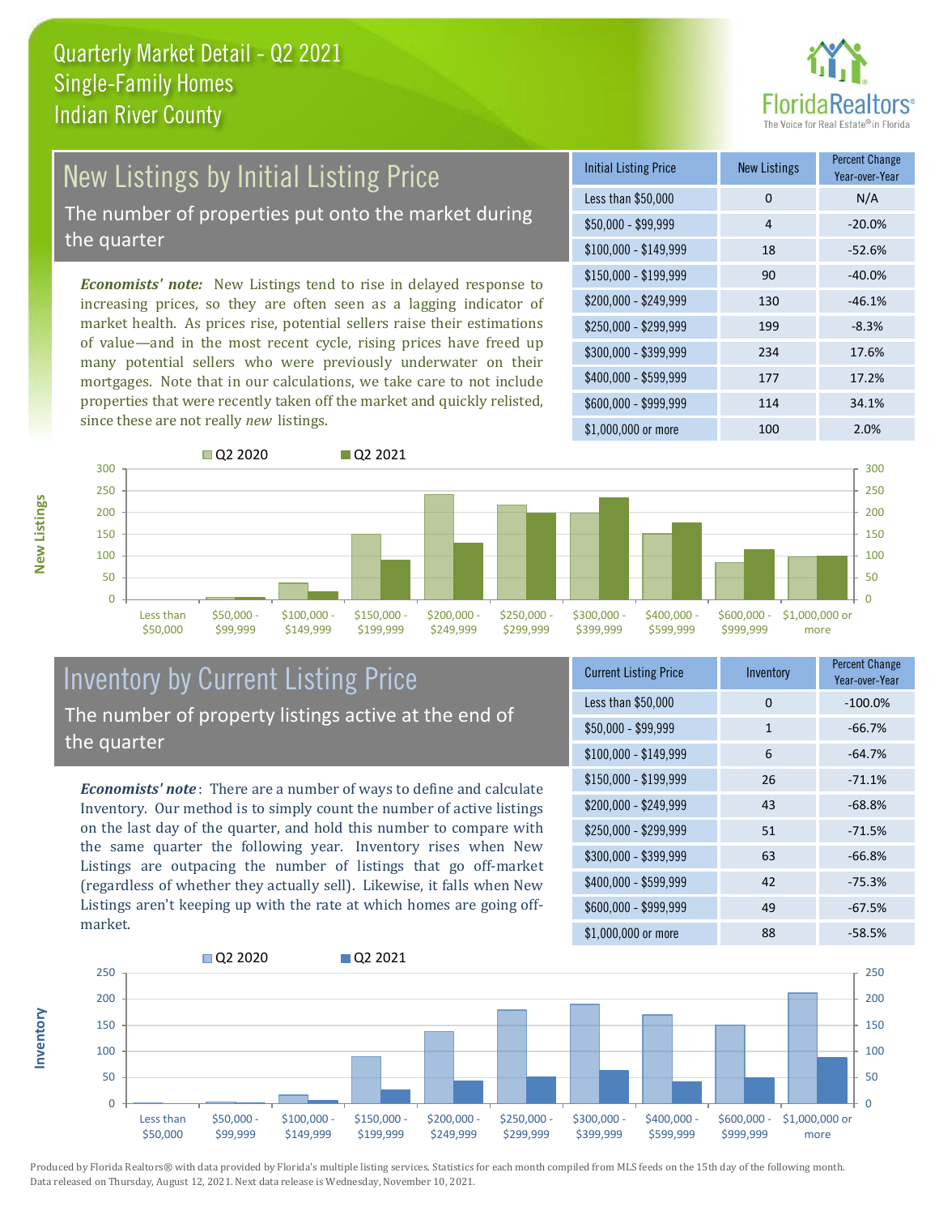Quarterly Market Detail - Q2 2021
Single-Family Homes
Indian River County

## New Listings by Initial Listing Price

The number of properties put onto the market during the quarter

*Economists' note:* New Listings tend to rise in delayed response to increasing prices, so they are often seen as a lagging indicator of market health. As prices rise, potential sellers raise their estimations of value—and in the most recent cycle, rising prices have freed up many potential sellers who were previously underwater on their mortgages. Note that in our calculations, we take care to not include properties that were recently taken off the market and quickly relisted, since these are not really *new* listings.

| Initial Listing Price | New Listings | Percent Change Year-over-Year |
|---|---|---|
| Less than $50,000 | 0 | N/A |
| $50,000 - $99,999 | 4 | -20.0% |
| $100,000 - $149,999 | 18 | -52.6% |
| $150,000 - $199,999 | 90 | -40.0% |
| $200,000 - $249,999 | 130 | -46.1% |
| $250,000 - $299,999 | 199 | -8.3% |
| $300,000 - $399,999 | 234 | 17.6% |
| $400,000 - $599,999 | 177 | 17.2% |
| $600,000 - $999,999 | 114 | 34.1% |
| $1,000,000 or more | 100 | 2.0% |

Q2 2020 Q2 2021

New Listings

0 50 100 150 200 250 300

Less than $50,000; $50,000 - $99,999; $100,000 - $149,999; $150,000 - $199,999; $200,000 - $249,999; $250,000 - $299,999; $300,000 - $399,999; $400,000 - $599,999; $600,000 - $999,999; $1,000,000 or more

## Inventory by Current Listing Price

The number of property listings active at the end of the quarter

*Economists' note*: There are a number of ways to define and calculate Inventory. Our method is to simply count the number of active listings on the last day of the quarter, and hold this number to compare with the same quarter the following year. Inventory rises when New Listings are outpacing the number of listings that go off-market (regardless of whether they actually sell). Likewise, it falls when New Listings aren't keeping up with the rate at which homes are going off-market.

| Current Listing Price | Inventory | Percent Change Year-over-Year |
|---|---|---|
| Less than $50,000 | 0 | -100.0% |
| $50,000 - $99,999 | 1 | -66.7% |
| $100,000 - $149,999 | 6 | -64.7% |
| $150,000 - $199,999 | 26 | -71.1% |
| $200,000 - $249,999 | 43 | -68.8% |
| $250,000 - $299,999 | 51 | -71.5% |
| $300,000 - $399,999 | 63 | -66.8% |
| $400,000 - $599,999 | 42 | -75.3% |
| $600,000 - $999,999 | 49 | -67.5% |
| $1,000,000 or more | 88 | -58.5% |

Q2 2020 Q2 2021

Inventory

0 50 100 150 200 250

Less than $50,000; $50,000 - $99,999; $100,000 - $149,999; $150,000 - $199,999; $200,000 - $249,999; $250,000 - $299,999; $300,000 - $399,999; $400,000 - $599,999; $600,000 - $999,999; $1,000,000 or more

Produced by Florida Realtors® with data provided by Florida's multiple listing services. Statistics for each month compiled from MLS feeds on the 15th day of the following month. Data released on Thursday, August 12, 2021. Next data release is Wednesday, November 10, 2021.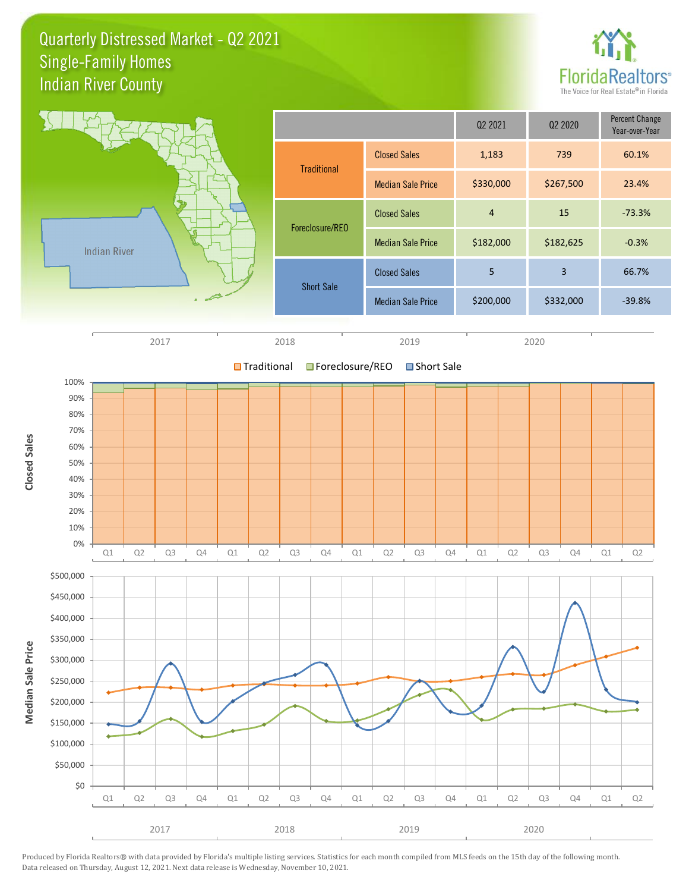# Quarterly Distressed Market - Q2 2021
## Single-Family Homes
## Indian River County

FloridaRealtors®
The Voice for Real Estate® in Florida

Indian River

| | | Q2 2021 | Q2 2020 | Percent Change Year-over-Year |
|---|---|---|---|---|
| Traditional | Closed Sales | 1,183 | 739 | 60.1% |
| | Median Sale Price | $330,000 | $267,500 | 23.4% |
| Foreclosure/REO | Closed Sales | 4 | 15 | -73.3% |
| | Median Sale Price | $182,000 | $182,625 | -0.3% |
| Short Sale | Closed Sales | 5 | 3 | 66.7% |
| | Median Sale Price | $200,000 | $332,000 | -39.8% |

2017 2018 2019 2020

Traditional  Foreclosure/REO  Short Sale

Closed Sales

100% 90% 80% 70% 60% 50% 40% 30% 20% 10% 0%

Q1 Q2 Q3 Q4 Q1 Q2 Q3 Q4 Q1 Q2 Q3 Q4 Q1 Q2 Q3 Q4 Q1 Q2

Median Sale Price

$500,000 $450,000 $400,000 $350,000 $300,000 $250,000 $200,000 $150,000 $100,000 $50,000 $0

Q1 Q2 Q3 Q4 Q1 Q2 Q3 Q4 Q1 Q2 Q3 Q4 Q1 Q2 Q3 Q4 Q1 Q2

2017 2018 2019 2020

Produced by Florida Realtors® with data provided by Florida's multiple listing services. Statistics for each month compiled from MLS feeds on the 15th day of the following month. Data released on Thursday, August 12, 2021. Next data release is Wednesday, November 10, 2021.